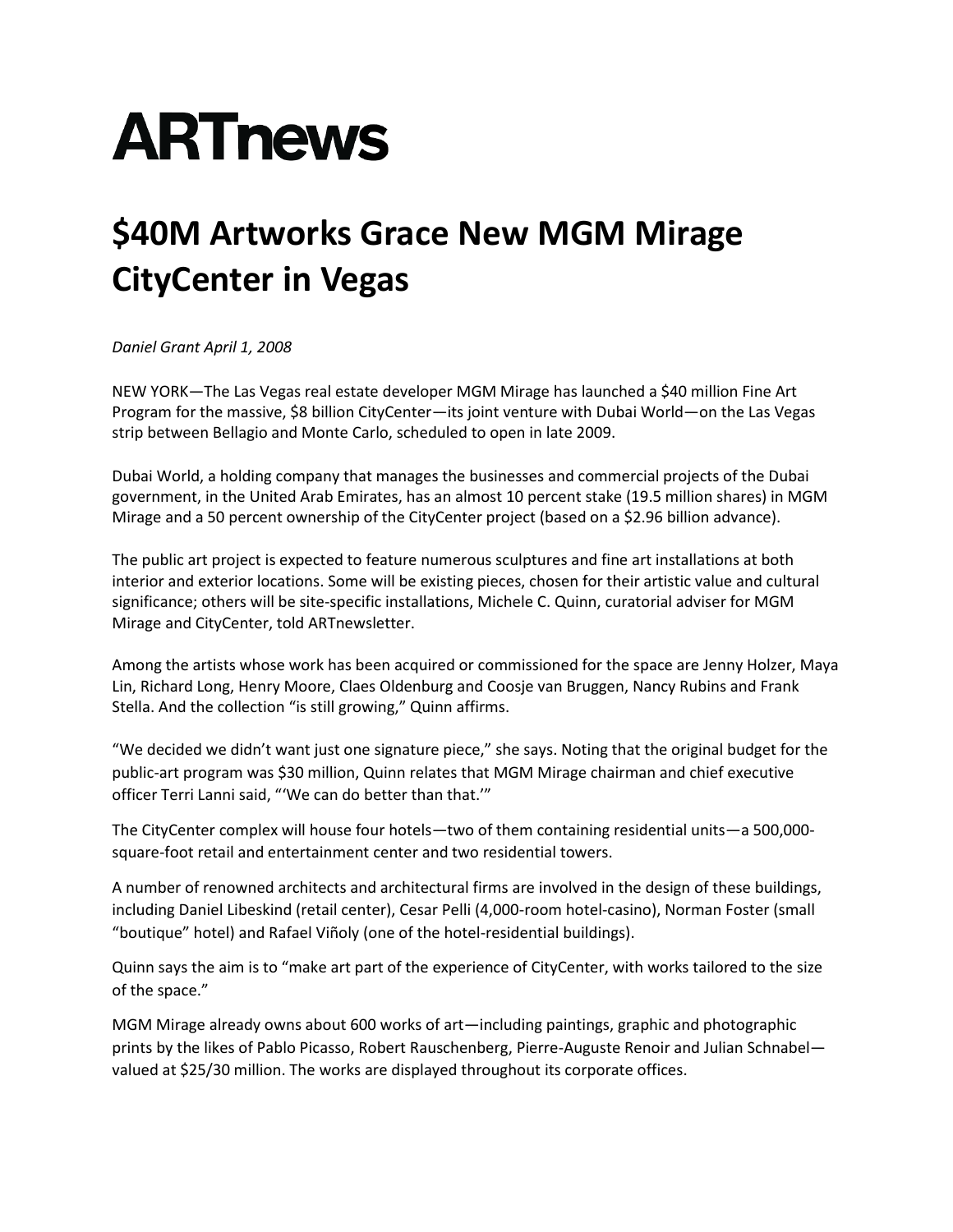# ARTnews

## $40M Artworks Grace New MGM Mirage CityCenter in Vegas

*Daniel Grant April 1, 2008*

NEW YORK—The Las Vegas real estate developer MGM Mirage has launched a $40 million Fine Art Program for the massive, $8 billion CityCenter—its joint venture with Dubai World—on the Las Vegas strip between Bellagio and Monte Carlo, scheduled to open in late 2009.

Dubai World, a holding company that manages the businesses and commercial projects of the Dubai government, in the United Arab Emirates, has an almost 10 percent stake (19.5 million shares) in MGM Mirage and a 50 percent ownership of the CityCenter project (based on a $2.96 billion advance).

The public art project is expected to feature numerous sculptures and fine art installations at both interior and exterior locations. Some will be existing pieces, chosen for their artistic value and cultural significance; others will be site-specific installations, Michele C. Quinn, curatorial adviser for MGM Mirage and CityCenter, told ARTnewsletter.

Among the artists whose work has been acquired or commissioned for the space are Jenny Holzer, Maya Lin, Richard Long, Henry Moore, Claes Oldenburg and Coosje van Bruggen, Nancy Rubins and Frank Stella. And the collection "is still growing," Quinn affirms.

"We decided we didn't want just one signature piece," she says. Noting that the original budget for the public-art program was $30 million, Quinn relates that MGM Mirage chairman and chief executive officer Terri Lanni said, "'We can do better than that.'"

The CityCenter complex will house four hotels—two of them containing residential units—a 500,000-square-foot retail and entertainment center and two residential towers.

A number of renowned architects and architectural firms are involved in the design of these buildings, including Daniel Libeskind (retail center), Cesar Pelli (4,000-room hotel-casino), Norman Foster (small "boutique" hotel) and Rafael Viñoly (one of the hotel-residential buildings).

Quinn says the aim is to "make art part of the experience of CityCenter, with works tailored to the size of the space."

MGM Mirage already owns about 600 works of art—including paintings, graphic and photographic prints by the likes of Pablo Picasso, Robert Rauschenberg, Pierre-Auguste Renoir and Julian Schnabel—valued at $25/30 million. The works are displayed throughout its corporate offices.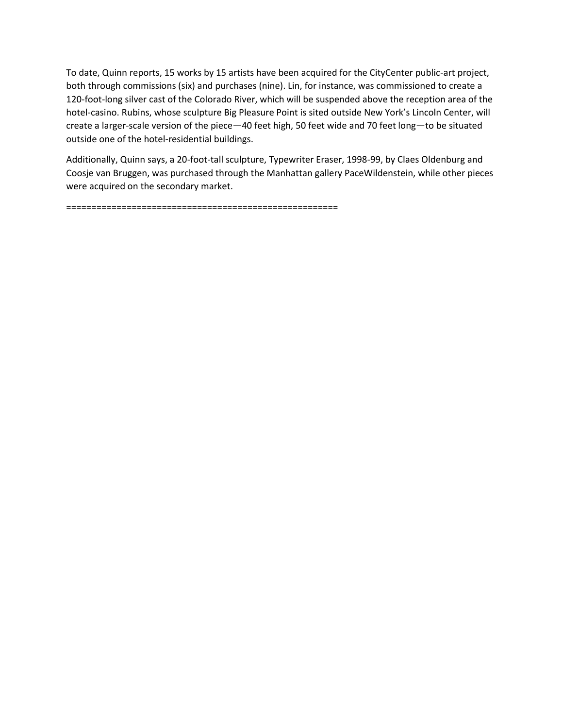To date, Quinn reports, 15 works by 15 artists have been acquired for the CityCenter public-art project, both through commissions (six) and purchases (nine). Lin, for instance, was commissioned to create a 120-foot-long silver cast of the Colorado River, which will be suspended above the reception area of the hotel-casino. Rubins, whose sculpture Big Pleasure Point is sited outside New York's Lincoln Center, will create a larger-scale version of the piece—40 feet high, 50 feet wide and 70 feet long—to be situated outside one of the hotel-residential buildings.

Additionally, Quinn says, a 20-foot-tall sculpture, Typewriter Eraser, 1998-99, by Claes Oldenburg and Coosje van Bruggen, was purchased through the Manhattan gallery PaceWildenstein, while other pieces were acquired on the secondary market.

=====================================================